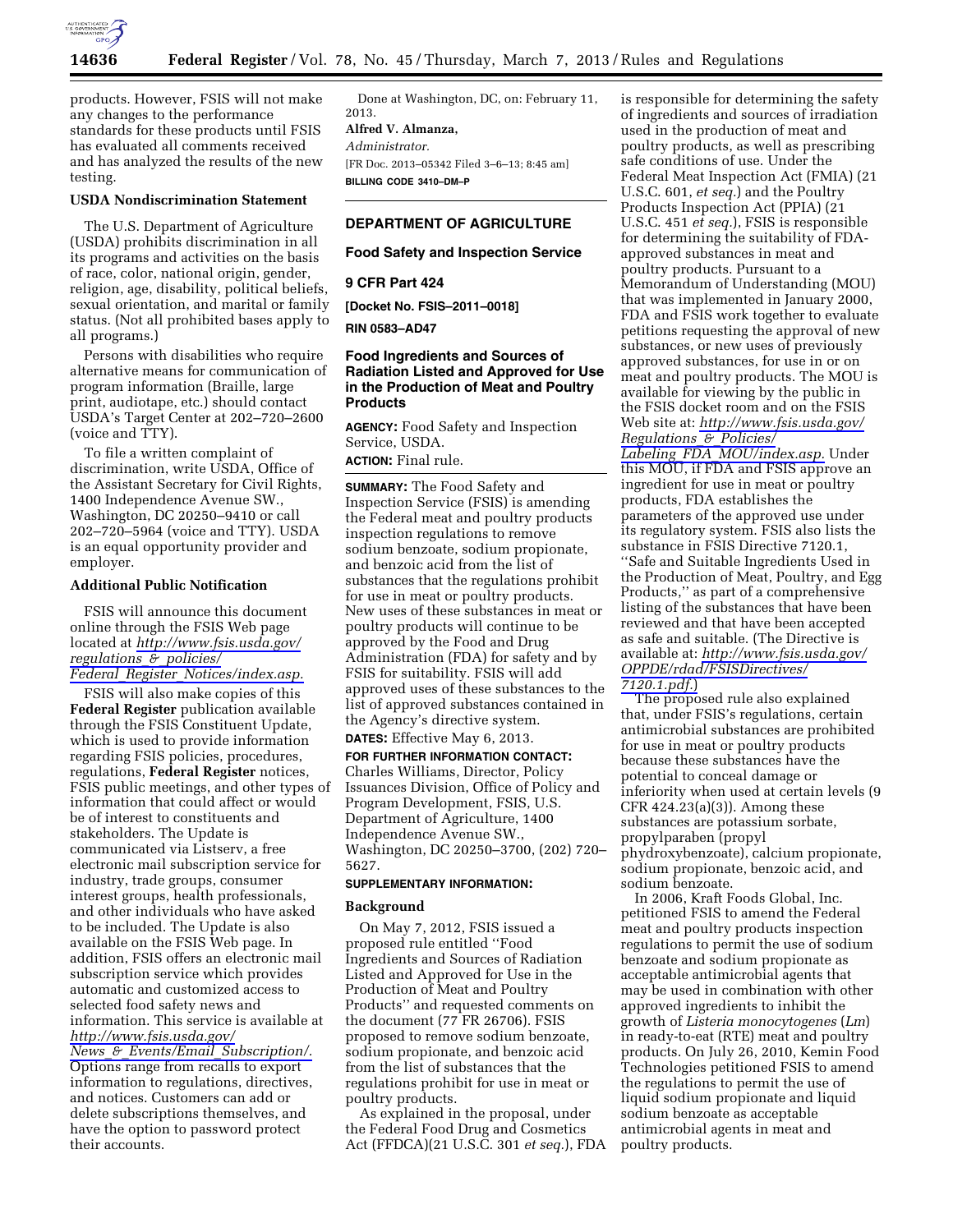products. However, FSIS will not make any changes to the performance standards for these products until FSIS has evaluated all comments received and has analyzed the results of the new testing.

**USDA Nondiscrimination Statement**

The U.S. Department of Agriculture (USDA) prohibits discrimination in all its programs and activities on the basis of race, color, national origin, gender, religion, age, disability, political beliefs, sexual orientation, and marital or family status. (Not all prohibited bases apply to all programs.)

Persons with disabilities who require alternative means for communication of program information (Braille, large print, audiotape, etc.) should contact USDA's Target Center at 202–720–2600 (voice and TTY).

To file a written complaint of discrimination, write USDA, Office of the Assistant Secretary for Civil Rights, 1400 Independence Avenue SW., Washington, DC 20250–9410 or call 202–720–5964 (voice and TTY). USDA is an equal opportunity provider and employer.

**Additional Public Notification**

FSIS will announce this document online through the FSIS Web page located at *http://www.fsis.usda.gov/regulations_&_policies/Federal_Register_Notices/index.asp.*

FSIS will also make copies of this **Federal Register** publication available through the FSIS Constituent Update, which is used to provide information regarding FSIS policies, procedures, regulations, **Federal Register** notices, FSIS public meetings, and other types of information that could affect or would be of interest to constituents and stakeholders. The Update is communicated via Listserv, a free electronic mail subscription service for industry, trade groups, consumer interest groups, health professionals, and other individuals who have asked to be included. The Update is also available on the FSIS Web page. In addition, FSIS offers an electronic mail subscription service which provides automatic and customized access to selected food safety news and information. This service is available at *http://www.fsis.usda.gov/News_&_Events/Email_Subscription/.* Options range from recalls to export information to regulations, directives, and notices. Customers can add or delete subscriptions themselves, and have the option to password protect their accounts.

Done at Washington, DC, on: February 11, 2013.

**Alfred V. Almanza,**

*Administrator.*

[FR Doc. 2013–05342 Filed 3–6–13; 8:45 am]

**BILLING CODE 3410–DM–P**

## DEPARTMENT OF AGRICULTURE

### Food Safety and Inspection Service

### 9 CFR Part 424

**[Docket No. FSIS–2011–0018]**

**RIN 0583–AD47**

### Food Ingredients and Sources of Radiation Listed and Approved for Use in the Production of Meat and Poultry Products

**AGENCY:** Food Safety and Inspection Service, USDA.

**ACTION:** Final rule.

**SUMMARY:** The Food Safety and Inspection Service (FSIS) is amending the Federal meat and poultry products inspection regulations to remove sodium benzoate, sodium propionate, and benzoic acid from the list of substances that the regulations prohibit for use in meat or poultry products. New uses of these substances in meat or poultry products will continue to be approved by the Food and Drug Administration (FDA) for safety and by FSIS for suitability. FSIS will add approved uses of these substances to the list of approved substances contained in the Agency's directive system.

**DATES:** Effective May 6, 2013.

**FOR FURTHER INFORMATION CONTACT:** Charles Williams, Director, Policy Issuances Division, Office of Policy and Program Development, FSIS, U.S. Department of Agriculture, 1400 Independence Avenue SW., Washington, DC 20250–3700, (202) 720–5627.

**SUPPLEMENTARY INFORMATION:**

**Background**

On May 7, 2012, FSIS issued a proposed rule entitled ''Food Ingredients and Sources of Radiation Listed and Approved for Use in the Production of Meat and Poultry Products'' and requested comments on the document (77 FR 26706). FSIS proposed to remove sodium benzoate, sodium propionate, and benzoic acid from the list of substances that the regulations prohibit for use in meat or poultry products.

As explained in the proposal, under the Federal Food Drug and Cosmetics Act (FFDCA)(21 U.S.C. 301 *et seq.*), FDA is responsible for determining the safety of ingredients and sources of irradiation used in the production of meat and poultry products, as well as prescribing safe conditions of use. Under the Federal Meat Inspection Act (FMIA) (21 U.S.C. 601, *et seq.*) and the Poultry Products Inspection Act (PPIA) (21 U.S.C. 451 *et seq.*), FSIS is responsible for determining the suitability of FDA-approved substances in meat and poultry products. Pursuant to a Memorandum of Understanding (MOU) that was implemented in January 2000, FDA and FSIS work together to evaluate petitions requesting the approval of new substances, or new uses of previously approved substances, for use in or on meat and poultry products. The MOU is available for viewing by the public in the FSIS docket room and on the FSIS Web site at: *http://www.fsis.usda.gov/Regulations_&_Policies/Labeling_FDA_MOU/index.asp.* Under this MOU, if FDA and FSIS approve an ingredient for use in meat or poultry products, FDA establishes the parameters of the approved use under its regulatory system. FSIS also lists the substance in FSIS Directive 7120.1, ''Safe and Suitable Ingredients Used in the Production of Meat, Poultry, and Egg Products,'' as part of a comprehensive listing of the substances that have been reviewed and that have been accepted as safe and suitable. (The Directive is available at: *http://www.fsis.usda.gov/OPPDE/rdad/FSISDirectives/7120.1.pdf.*)

The proposed rule also explained that, under FSIS's regulations, certain antimicrobial substances are prohibited for use in meat or poultry products because these substances have the potential to conceal damage or inferiority when used at certain levels (9 CFR 424.23(a)(3)). Among these substances are potassium sorbate, propylparaben (propyl phydroxybenzoate), calcium propionate, sodium propionate, benzoic acid, and sodium benzoate.

In 2006, Kraft Foods Global, Inc. petitioned FSIS to amend the Federal meat and poultry products inspection regulations to permit the use of sodium benzoate and sodium propionate as acceptable antimicrobial agents that may be used in combination with other approved ingredients to inhibit the growth of *Listeria monocytogenes* (*Lm*) in ready-to-eat (RTE) meat and poultry products. On July 26, 2010, Kemin Food Technologies petitioned FSIS to amend the regulations to permit the use of liquid sodium propionate and liquid sodium benzoate as acceptable antimicrobial agents in meat and poultry products.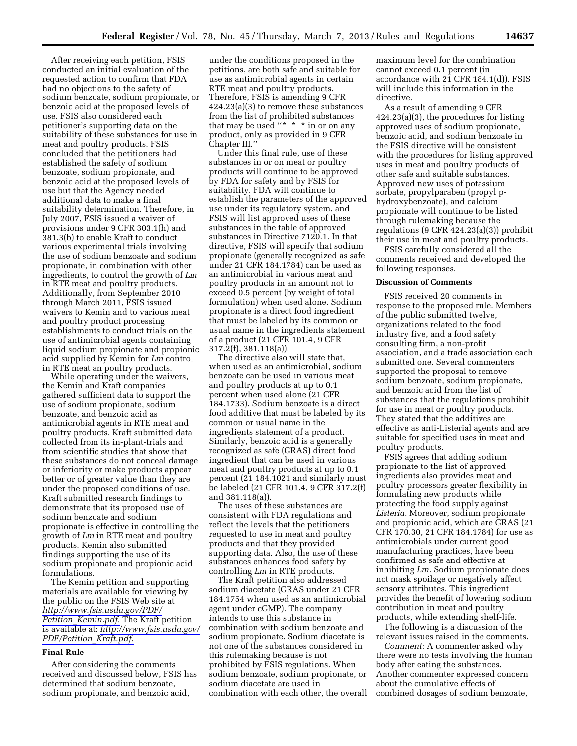After receiving each petition, FSIS conducted an initial evaluation of the requested action to confirm that FDA had no objections to the safety of sodium benzoate, sodium propionate, or benzoic acid at the proposed levels of use. FSIS also considered each petitioner's supporting data on the suitability of these substances for use in meat and poultry products. FSIS concluded that the petitioners had established the safety of sodium benzoate, sodium propionate, and benzoic acid at the proposed levels of use but that the Agency needed additional data to make a final suitability determination. Therefore, in July 2007, FSIS issued a waiver of provisions under 9 CFR 303.1(h) and 381.3(b) to enable Kraft to conduct various experimental trials involving the use of sodium benzoate and sodium propionate, in combination with other ingredients, to control the growth of *Lm* in RTE meat and poultry products. Additionally, from September 2010 through March 2011, FSIS issued waivers to Kemin and to various meat and poultry product processing establishments to conduct trials on the use of antimicrobial agents containing liquid sodium propionate and propionic acid supplied by Kemin for *Lm* control in RTE meat an poultry products.

While operating under the waivers, the Kemin and Kraft companies gathered sufficient data to support the use of sodium propionate, sodium benzoate, and benzoic acid as antimicrobial agents in RTE meat and poultry products. Kraft submitted data collected from its in-plant-trials and from scientific studies that show that these substances do not conceal damage or inferiority or make products appear better or of greater value than they are under the proposed conditions of use. Kraft submitted research findings to demonstrate that its proposed use of sodium benzoate and sodium propionate is effective in controlling the growth of *Lm* in RTE meat and poultry products. Kemin also submitted findings supporting the use of its sodium propionate and propionic acid formulations.

The Kemin petition and supporting materials are available for viewing by the public on the FSIS Web site at *http://www.fsis.usda.gov/PDF/Petition_Kemin.pdf.* The Kraft petition is available at: *http://www.fsis.usda.gov/PDF/Petition_Kraft.pdf.*

## Final Rule

After considering the comments received and discussed below, FSIS has determined that sodium benzoate, sodium propionate, and benzoic acid, under the conditions proposed in the petitions, are both safe and suitable for use as antimicrobial agents in certain RTE meat and poultry products. Therefore, FSIS is amending 9 CFR 424.23(a)(3) to remove these substances from the list of prohibited substances that may be used ''* * * in or on any product, only as provided in 9 CFR Chapter III.''

Under this final rule, use of these substances in or on meat or poultry products will continue to be approved by FDA for safety and by FSIS for suitability. FDA will continue to establish the parameters of the approved use under its regulatory system, and FSIS will list approved uses of these substances in the table of approved substances in Directive 7120.1. In that directive, FSIS will specify that sodium propionate (generally recognized as safe under 21 CFR 184.1784) can be used as an antimicrobial in various meat and poultry products in an amount not to exceed 0.5 percent (by weight of total formulation) when used alone. Sodium propionate is a direct food ingredient that must be labeled by its common or usual name in the ingredients statement of a product (21 CFR 101.4, 9 CFR 317.2(f), 381.118(a)).

The directive also will state that, when used as an antimicrobial, sodium benzoate can be used in various meat and poultry products at up to 0.1 percent when used alone (21 CFR 184.1733). Sodium benzoate is a direct food additive that must be labeled by its common or usual name in the ingredients statement of a product. Similarly, benzoic acid is a generally recognized as safe (GRAS) direct food ingredient that can be used in various meat and poultry products at up to 0.1 percent (21 184.1021 and similarly must be labeled (21 CFR 101.4, 9 CFR 317.2(f) and 381.118(a)).

The uses of these substances are consistent with FDA regulations and reflect the levels that the petitioners requested to use in meat and poultry products and that they provided supporting data. Also, the use of these substances enhances food safety by controlling *Lm* in RTE products.

The Kraft petition also addressed sodium diacetate (GRAS under 21 CFR 184.1754 when used as an antimicrobial agent under cGMP). The company intends to use this substance in combination with sodium benzoate and sodium propionate. Sodium diacetate is not one of the substances considered in this rulemaking because is not prohibited by FSIS regulations. When sodium benzoate, sodium propionate, or sodium diacetate are used in combination with each other, the overall maximum level for the combination cannot exceed 0.1 percent (in accordance with 21 CFR 184.1(d)). FSIS will include this information in the directive.

As a result of amending 9 CFR 424.23(a)(3), the procedures for listing approved uses of sodium propionate, benzoic acid, and sodium benzoate in the FSIS directive will be consistent with the procedures for listing approved uses in meat and poultry products of other safe and suitable substances. Approved new uses of potassium sorbate, propylparaben (propyl p-hydroxybenzoate), and calcium propionate will continue to be listed through rulemaking because the regulations (9 CFR 424.23(a)(3)) prohibit their use in meat and poultry products.

FSIS carefully considered all the comments received and developed the following responses.

## Discussion of Comments

FSIS received 20 comments in response to the proposed rule. Members of the public submitted twelve, organizations related to the food industry five, and a food safety consulting firm, a non-profit association, and a trade association each submitted one. Several commenters supported the proposal to remove sodium benzoate, sodium propionate, and benzoic acid from the list of substances that the regulations prohibit for use in meat or poultry products. They stated that the additives are effective as anti-Listerial agents and are suitable for specified uses in meat and poultry products.

FSIS agrees that adding sodium propionate to the list of approved ingredients also provides meat and poultry processors greater flexibility in formulating new products while protecting the food supply against *Listeria.* Moreover, sodium propionate and propionic acid, which are GRAS (21 CFR 170.30, 21 CFR 184.1784) for use as antimicrobials under current good manufacturing practices, have been confirmed as safe and effective at inhibiting *Lm.* Sodium propionate does not mask spoilage or negatively affect sensory attributes. This ingredient provides the benefit of lowering sodium contribution in meat and poultry products, while extending shelf-life.

The following is a discussion of the relevant issues raised in the comments.

*Comment:* A commenter asked why there were no tests involving the human body after eating the substances. Another commenter expressed concern about the cumulative effects of combined dosages of sodium benzoate,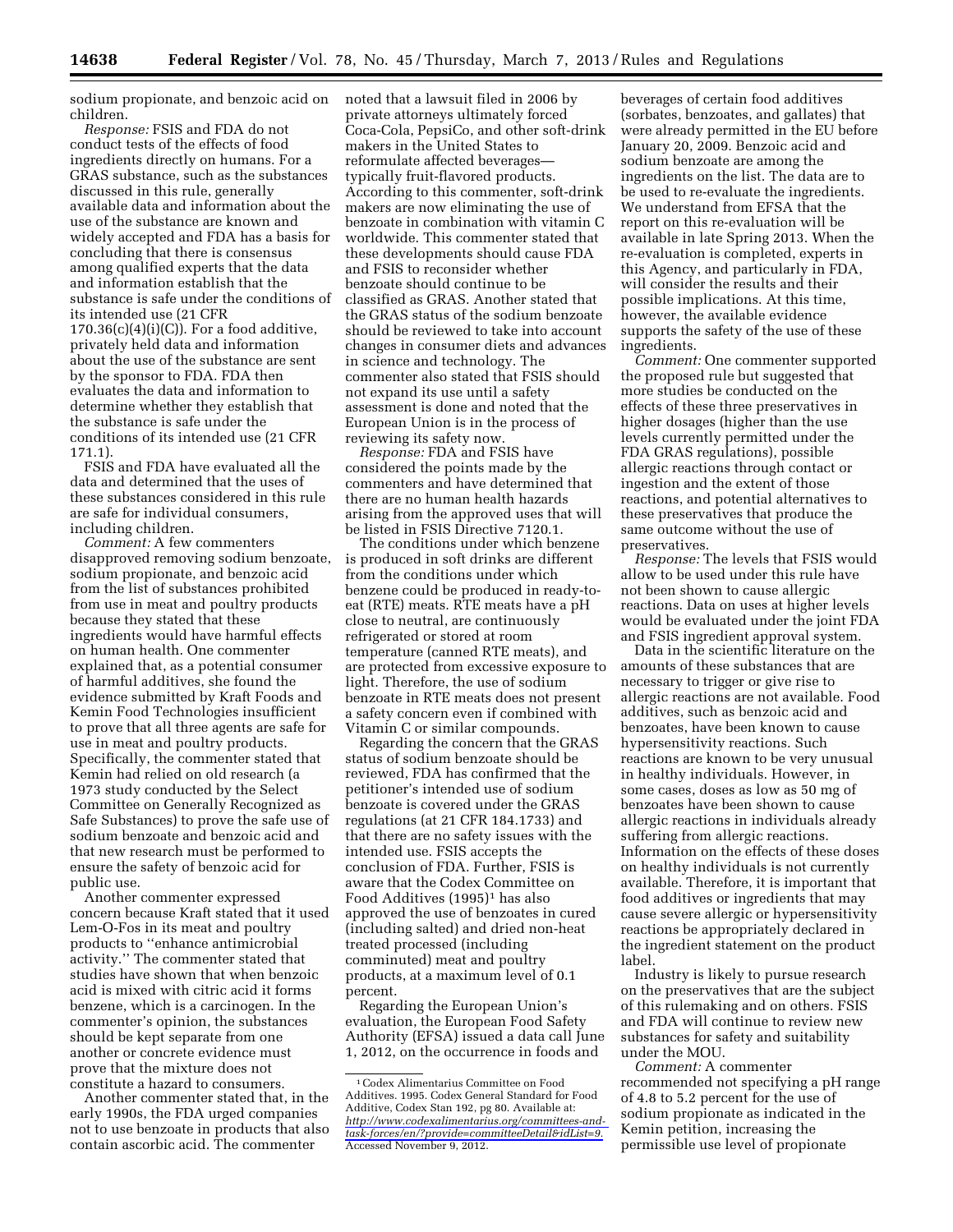sodium propionate, and benzoic acid on children.

*Response:* FSIS and FDA do not conduct tests of the effects of food ingredients directly on humans. For a GRAS substance, such as the substances discussed in this rule, generally available data and information about the use of the substance are known and widely accepted and FDA has a basis for concluding that there is consensus among qualified experts that the data and information establish that the substance is safe under the conditions of its intended use (21 CFR 170.36(c)(4)(i)(C)). For a food additive, privately held data and information about the use of the substance are sent by the sponsor to FDA. FDA then evaluates the data and information to determine whether they establish that the substance is safe under the conditions of its intended use (21 CFR 171.1).

FSIS and FDA have evaluated all the data and determined that the uses of these substances considered in this rule are safe for individual consumers, including children.

*Comment:* A few commenters disapproved removing sodium benzoate, sodium propionate, and benzoic acid from the list of substances prohibited from use in meat and poultry products because they stated that these ingredients would have harmful effects on human health. One commenter explained that, as a potential consumer of harmful additives, she found the evidence submitted by Kraft Foods and Kemin Food Technologies insufficient to prove that all three agents are safe for use in meat and poultry products. Specifically, the commenter stated that Kemin had relied on old research (a 1973 study conducted by the Select Committee on Generally Recognized as Safe Substances) to prove the safe use of sodium benzoate and benzoic acid and that new research must be performed to ensure the safety of benzoic acid for public use.

Another commenter expressed concern because Kraft stated that it used Lem-O-Fos in its meat and poultry products to "enhance antimicrobial activity." The commenter stated that studies have shown that when benzoic acid is mixed with citric acid it forms benzene, which is a carcinogen. In the commenter's opinion, the substances should be kept separate from one another or concrete evidence must prove that the mixture does not constitute a hazard to consumers.

Another commenter stated that, in the early 1990s, the FDA urged companies not to use benzoate in products that also contain ascorbic acid. The commenter noted that a lawsuit filed in 2006 by private attorneys ultimately forced Coca-Cola, PepsiCo, and other soft-drink makers in the United States to reformulate affected beverages—typically fruit-flavored products. According to this commenter, soft-drink makers are now eliminating the use of benzoate in combination with vitamin C worldwide. This commenter stated that these developments should cause FDA and FSIS to reconsider whether benzoate should continue to be classified as GRAS. Another stated that the GRAS status of the sodium benzoate should be reviewed to take into account changes in consumer diets and advances in science and technology. The commenter also stated that FSIS should not expand its use until a safety assessment is done and noted that the European Union is in the process of reviewing its safety now.

*Response:* FDA and FSIS have considered the points made by the commenters and have determined that there are no human health hazards arising from the approved uses that will be listed in FSIS Directive 7120.1.

The conditions under which benzene is produced in soft drinks are different from the conditions under which benzene could be produced in ready-to-eat (RTE) meats. RTE meats have a pH close to neutral, are continuously refrigerated or stored at room temperature (canned RTE meats), and are protected from excessive exposure to light. Therefore, the use of sodium benzoate in RTE meats does not present a safety concern even if combined with Vitamin C or similar compounds.

Regarding the concern that the GRAS status of sodium benzoate should be reviewed, FDA has confirmed that the petitioner's intended use of sodium benzoate is covered under the GRAS regulations (at 21 CFR 184.1733) and that there are no safety issues with the intended use. FSIS accepts the conclusion of FDA. Further, FSIS is aware that the Codex Committee on Food Additives (1995)[1] has also approved the use of benzoates in cured (including salted) and dried non-heat treated processed (including comminuted) meat and poultry products, at a maximum level of 0.1 percent.

Regarding the European Union's evaluation, the European Food Safety Authority (EFSA) issued a data call June 1, 2012, on the occurrence in foods and beverages of certain food additives (sorbates, benzoates, and gallates) that were already permitted in the EU before January 20, 2009. Benzoic acid and sodium benzoate are among the ingredients on the list. The data are to be used to re-evaluate the ingredients. We understand from EFSA that the report on this re-evaluation will be available in late Spring 2013. When the re-evaluation is completed, experts in this Agency, and particularly in FDA, will consider the results and their possible implications. At this time, however, the available evidence supports the safety of the use of these ingredients.

*Comment:* One commenter supported the proposed rule but suggested that more studies be conducted on the effects of these three preservatives in higher dosages (higher than the use levels currently permitted under the FDA GRAS regulations), possible allergic reactions through contact or ingestion and the extent of those reactions, and potential alternatives to these preservatives that produce the same outcome without the use of preservatives.

*Response:* The levels that FSIS would allow to be used under this rule have not been shown to cause allergic reactions. Data on uses at higher levels would be evaluated under the joint FDA and FSIS ingredient approval system.

Data in the scientific literature on the amounts of these substances that are necessary to trigger or give rise to allergic reactions are not available. Food additives, such as benzoic acid and benzoates, have been known to cause hypersensitivity reactions. Such reactions are known to be very unusual in healthy individuals. However, in some cases, doses as low as 50 mg of benzoates have been shown to cause allergic reactions in individuals already suffering from allergic reactions. Information on the effects of these doses on healthy individuals is not currently available. Therefore, it is important that food additives or ingredients that may cause severe allergic or hypersensitivity reactions be appropriately declared in the ingredient statement on the product label.

Industry is likely to pursue research on the preservatives that are the subject of this rulemaking and on others. FSIS and FDA will continue to review new substances for safety and suitability under the MOU.

*Comment:* A commenter recommended not specifying a pH range of 4.8 to 5.2 percent for the use of sodium propionate as indicated in the Kemin petition, increasing the permissible use level of propionate

[1] Codex Alimentarius Committee on Food Additives. 1995. Codex General Standard for Food Additive, Codex Stan 192, pg 80. Available at: http://www.codexalimentarius.org/committees-and-task-forces/en/?provide=committeeDetail&idList=9. Accessed November 9, 2012.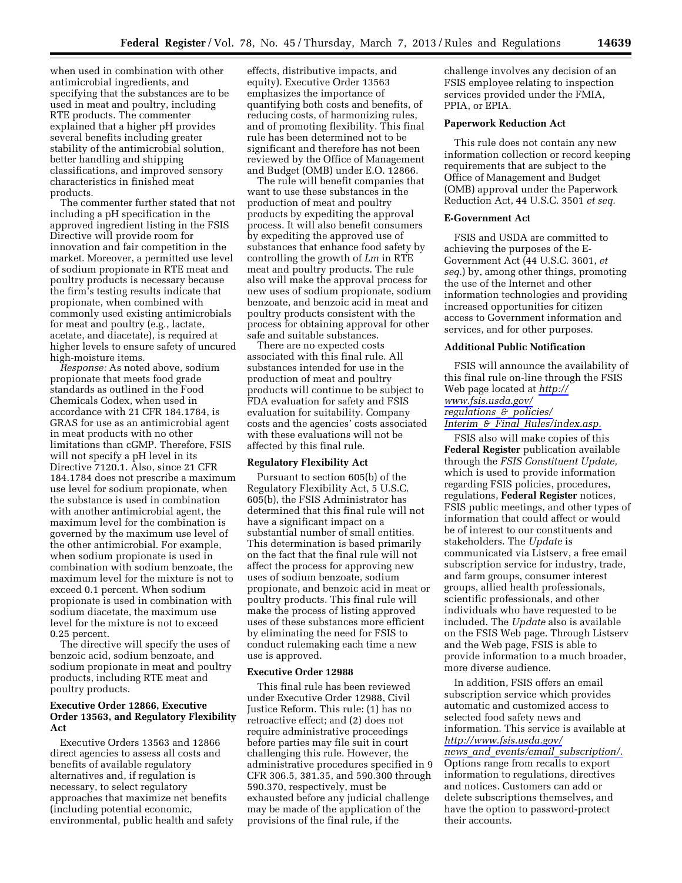when used in combination with other antimicrobial ingredients, and specifying that the substances are to be used in meat and poultry, including RTE products. The commenter explained that a higher pH provides several benefits including greater stability of the antimicrobial solution, better handling and shipping classifications, and improved sensory characteristics in finished meat products.

The commenter further stated that not including a pH specification in the approved ingredient listing in the FSIS Directive will provide room for innovation and fair competition in the market. Moreover, a permitted use level of sodium propionate in RTE meat and poultry products is necessary because the firm's testing results indicate that propionate, when combined with commonly used existing antimicrobials for meat and poultry (e.g., lactate, acetate, and diacetate), is required at higher levels to ensure safety of uncured high-moisture items.

*Response:* As noted above, sodium propionate that meets food grade standards as outlined in the Food Chemicals Codex, when used in accordance with 21 CFR 184.1784, is GRAS for use as an antimicrobial agent in meat products with no other limitations than cGMP. Therefore, FSIS will not specify a pH level in its Directive 7120.1. Also, since 21 CFR 184.1784 does not prescribe a maximum use level for sodium propionate, when the substance is used in combination with another antimicrobial agent, the maximum level for the combination is governed by the maximum use level of the other antimicrobial. For example, when sodium propionate is used in combination with sodium benzoate, the maximum level for the mixture is not to exceed 0.1 percent. When sodium propionate is used in combination with sodium diacetate, the maximum use level for the mixture is not to exceed 0.25 percent.

The directive will specify the uses of benzoic acid, sodium benzoate, and sodium propionate in meat and poultry products, including RTE meat and poultry products.

## Executive Order 12866, Executive Order 13563, and Regulatory Flexibility Act

Executive Orders 13563 and 12866 direct agencies to assess all costs and benefits of available regulatory alternatives and, if regulation is necessary, to select regulatory approaches that maximize net benefits (including potential economic, environmental, public health and safety effects, distributive impacts, and equity). Executive Order 13563 emphasizes the importance of quantifying both costs and benefits, of reducing costs, of harmonizing rules, and of promoting flexibility. This final rule has been determined not to be significant and therefore has not been reviewed by the Office of Management and Budget (OMB) under E.O. 12866.

The rule will benefit companies that want to use these substances in the production of meat and poultry products by expediting the approval process. It will also benefit consumers by expediting the approved use of substances that enhance food safety by controlling the growth of *Lm* in RTE meat and poultry products. The rule also will make the approval process for new uses of sodium propionate, sodium benzoate, and benzoic acid in meat and poultry products consistent with the process for obtaining approval for other safe and suitable substances.

There are no expected costs associated with this final rule. All substances intended for use in the production of meat and poultry products will continue to be subject to FDA evaluation for safety and FSIS evaluation for suitability. Company costs and the agencies' costs associated with these evaluations will not be affected by this final rule.

## Regulatory Flexibility Act

Pursuant to section 605(b) of the Regulatory Flexibility Act, 5 U.S.C. 605(b), the FSIS Administrator has determined that this final rule will not have a significant impact on a substantial number of small entities. This determination is based primarily on the fact that the final rule will not affect the process for approving new uses of sodium benzoate, sodium propionate, and benzoic acid in meat or poultry products. This final rule will make the process of listing approved uses of these substances more efficient by eliminating the need for FSIS to conduct rulemaking each time a new use is approved.

## Executive Order 12988

This final rule has been reviewed under Executive Order 12988, Civil Justice Reform. This rule: (1) has no retroactive effect; and (2) does not require administrative proceedings before parties may file suit in court challenging this rule. However, the administrative procedures specified in 9 CFR 306.5, 381.35, and 590.300 through 590.370, respectively, must be exhausted before any judicial challenge may be made of the application of the provisions of the final rule, if the challenge involves any decision of an FSIS employee relating to inspection services provided under the FMIA, PPIA, or EPIA.

## Paperwork Reduction Act

This rule does not contain any new information collection or record keeping requirements that are subject to the Office of Management and Budget (OMB) approval under the Paperwork Reduction Act, 44 U.S.C. 3501 *et seq.*

## E-Government Act

FSIS and USDA are committed to achieving the purposes of the E-Government Act (44 U.S.C. 3601, *et seq.*) by, among other things, promoting the use of the Internet and other information technologies and providing increased opportunities for citizen access to Government information and services, and for other purposes.

## Additional Public Notification

FSIS will announce the availability of this final rule on-line through the FSIS Web page located at *http://www.fsis.usda.gov/regulations_&_policies/Interim_&_Final_Rules/index.asp.*

FSIS also will make copies of this **Federal Register** publication available through the *FSIS Constituent Update,* which is used to provide information regarding FSIS policies, procedures, regulations, **Federal Register** notices, FSIS public meetings, and other types of information that could affect or would be of interest to our constituents and stakeholders. The *Update* is communicated via Listserv, a free email subscription service for industry, trade, and farm groups, consumer interest groups, allied health professionals, scientific professionals, and other individuals who have requested to be included. The *Update* also is available on the FSIS Web page. Through Listserv and the Web page, FSIS is able to provide information to a much broader, more diverse audience.

In addition, FSIS offers an email subscription service which provides automatic and customized access to selected food safety news and information. This service is available at *http://www.fsis.usda.gov/news_and_events/email_subscription/.* Options range from recalls to export information to regulations, directives and notices. Customers can add or delete subscriptions themselves, and have the option to password-protect their accounts.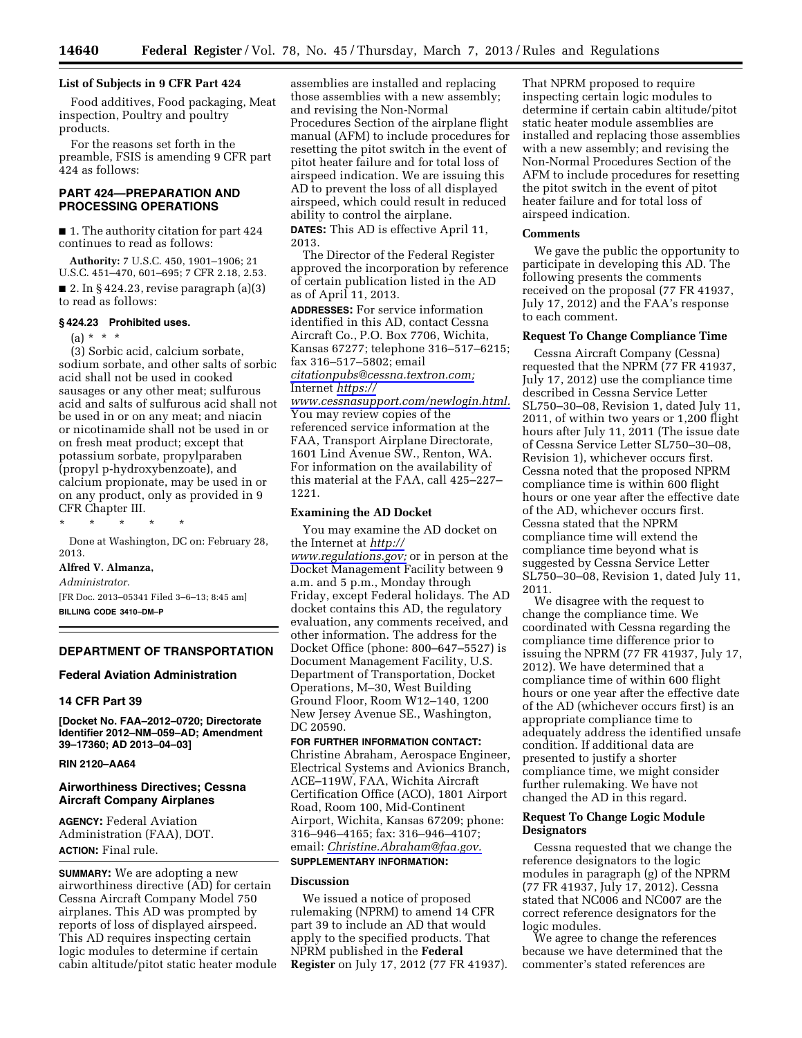**List of Subjects in 9 CFR Part 424**

Food additives, Food packaging, Meat inspection, Poultry and poultry products.

For the reasons set forth in the preamble, FSIS is amending 9 CFR part 424 as follows:

## PART 424—PREPARATION AND PROCESSING OPERATIONS

■ 1. The authority citation for part 424 continues to read as follows:

**Authority:** 7 U.S.C. 450, 1901–1906; 21 U.S.C. 451–470, 601–695; 7 CFR 2.18, 2.53.

■ 2. In § 424.23, revise paragraph (a)(3) to read as follows:

### § 424.23 Prohibited uses.

(a) * * *

(3) Sorbic acid, calcium sorbate, sodium sorbate, and other salts of sorbic acid shall not be used in cooked sausages or any other meat; sulfurous acid and salts of sulfurous acid shall not be used in or on any meat; and niacin or nicotinamide shall not be used in or on fresh meat product; except that potassium sorbate, propylparaben (propyl p-hydroxybenzoate), and calcium propionate, may be used in or on any product, only as provided in 9 CFR Chapter III.

\* \* \* \* \*

Done at Washington, DC on: February 28, 2013.

**Alfred V. Almanza,**

*Administrator.*

[FR Doc. 2013–05341 Filed 3–6–13; 8:45 am]

**BILLING CODE 3410–DM–P**

---

## DEPARTMENT OF TRANSPORTATION

### Federal Aviation Administration

### 14 CFR Part 39

**[Docket No. FAA–2012–0720; Directorate Identifier 2012–NM–059–AD; Amendment 39–17360; AD 2013–04–03]**

**RIN 2120–AA64**

## Airworthiness Directives; Cessna Aircraft Company Airplanes

**AGENCY:** Federal Aviation Administration (FAA), DOT.

**ACTION:** Final rule.

**SUMMARY:** We are adopting a new airworthiness directive (AD) for certain Cessna Aircraft Company Model 750 airplanes. This AD was prompted by reports of loss of displayed airspeed. This AD requires inspecting certain logic modules to determine if certain cabin altitude/pitot static heater module assemblies are installed and replacing those assemblies with a new assembly; and revising the Non-Normal Procedures Section of the airplane flight manual (AFM) to include procedures for resetting the pitot switch in the event of pitot heater failure and for total loss of airspeed indication. We are issuing this AD to prevent the loss of all displayed airspeed, which could result in reduced ability to control the airplane.

**DATES:** This AD is effective April 11, 2013.

The Director of the Federal Register approved the incorporation by reference of certain publication listed in the AD as of April 11, 2013.

**ADDRESSES:** For service information identified in this AD, contact Cessna Aircraft Co., P.O. Box 7706, Wichita, Kansas 67277; telephone 316–517–6215; fax 316–517–5802; email *citationpubs@cessna.textron.com;* Internet *https://www.cessnasupport.com/newlogin.html.* You may review copies of the referenced service information at the FAA, Transport Airplane Directorate, 1601 Lind Avenue SW., Renton, WA. For information on the availability of this material at the FAA, call 425–227–1221.

**Examining the AD Docket**

You may examine the AD docket on the Internet at *http://www.regulations.gov;* or in person at the Docket Management Facility between 9 a.m. and 5 p.m., Monday through Friday, except Federal holidays. The AD docket contains this AD, the regulatory evaluation, any comments received, and other information. The address for the Docket Office (phone: 800–647–5527) is Document Management Facility, U.S. Department of Transportation, Docket Operations, M–30, West Building Ground Floor, Room W12–140, 1200 New Jersey Avenue SE., Washington, DC 20590.

**FOR FURTHER INFORMATION CONTACT:** Christine Abraham, Aerospace Engineer, Electrical Systems and Avionics Branch, ACE–119W, FAA, Wichita Aircraft Certification Office (ACO), 1801 Airport Road, Room 100, Mid-Continent Airport, Wichita, Kansas 67209; phone: 316–946–4165; fax: 316–946–4107; email: *Christine.Abraham@faa.gov.*

**SUPPLEMENTARY INFORMATION:**

**Discussion**

We issued a notice of proposed rulemaking (NPRM) to amend 14 CFR part 39 to include an AD that would apply to the specified products. That NPRM published in the **Federal Register** on July 17, 2012 (77 FR 41937). That NPRM proposed to require inspecting certain logic modules to determine if certain cabin altitude/pitot static heater module assemblies are installed and replacing those assemblies with a new assembly; and revising the Non-Normal Procedures Section of the AFM to include procedures for resetting the pitot switch in the event of pitot heater failure and for total loss of airspeed indication.

**Comments**

We gave the public the opportunity to participate in developing this AD. The following presents the comments received on the proposal (77 FR 41937, July 17, 2012) and the FAA's response to each comment.

**Request To Change Compliance Time**

Cessna Aircraft Company (Cessna) requested that the NPRM (77 FR 41937, July 17, 2012) use the compliance time described in Cessna Service Letter SL750–30–08, Revision 1, dated July 11, 2011, of within two years or 1,200 flight hours after July 11, 2011 (The issue date of Cessna Service Letter SL750–30–08, Revision 1), whichever occurs first. Cessna noted that the proposed NPRM compliance time is within 600 flight hours or one year after the effective date of the AD, whichever occurs first. Cessna stated that the NPRM compliance time will extend the compliance time beyond what is suggested by Cessna Service Letter SL750–30–08, Revision 1, dated July 11, 2011.

We disagree with the request to change the compliance time. We coordinated with Cessna regarding the compliance time difference prior to issuing the NPRM (77 FR 41937, July 17, 2012). We have determined that a compliance time of within 600 flight hours or one year after the effective date of the AD (whichever occurs first) is an appropriate compliance time to adequately address the identified unsafe condition. If additional data are presented to justify a shorter compliance time, we might consider further rulemaking. We have not changed the AD in this regard.

**Request To Change Logic Module Designators**

Cessna requested that we change the reference designators to the logic modules in paragraph (g) of the NPRM (77 FR 41937, July 17, 2012). Cessna stated that NC006 and NC007 are the correct reference designators for the logic modules.

We agree to change the references because we have determined that the commenter's stated references are